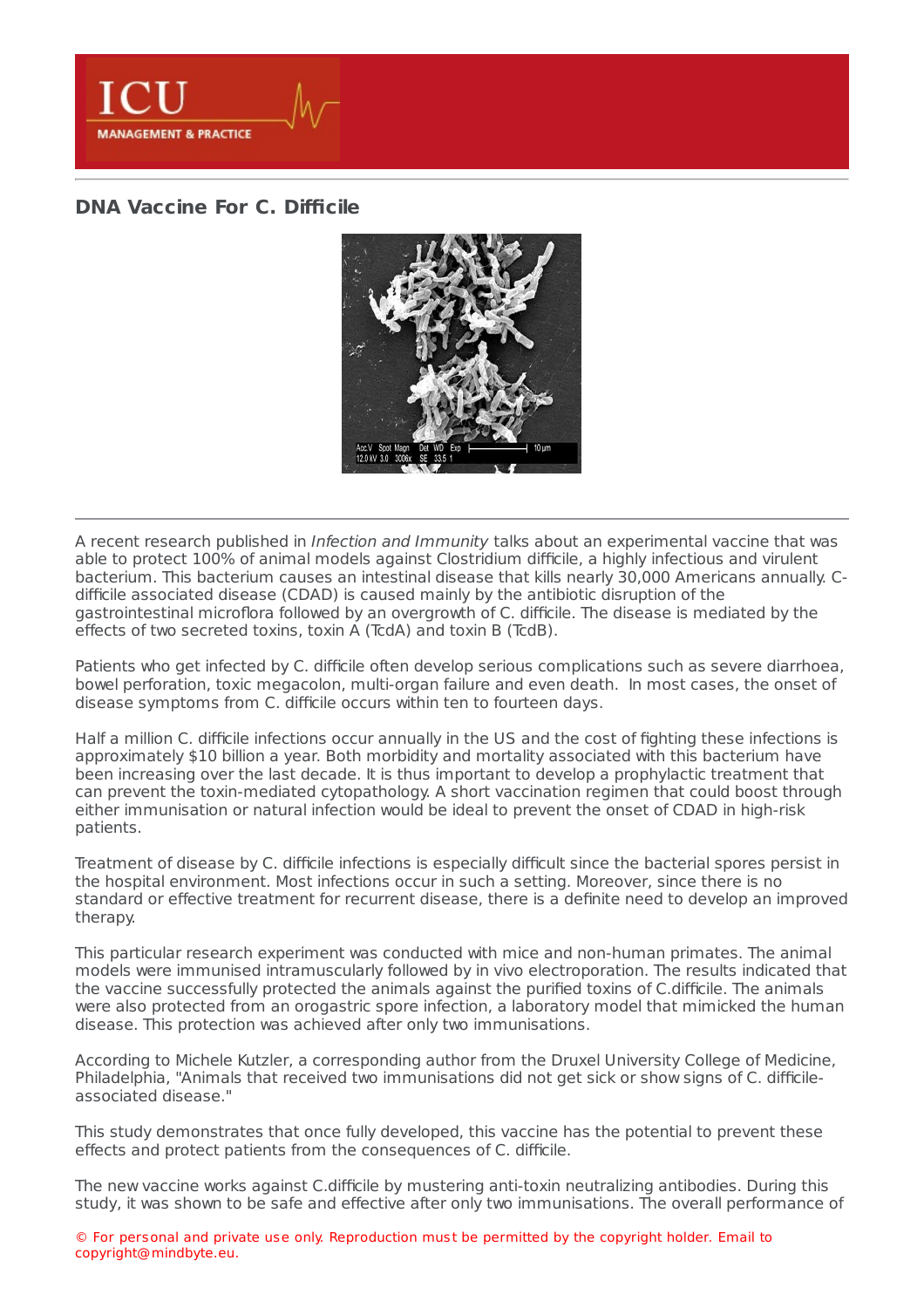## DNA Vaccine For C. Difficile

A recent research published in *Infection and Immunity* talks about an experimental vaccine that was able to protect 100% of animal models against Clostridium difficile, a highly infectious and virulent bacterium. This bacterium causes an intestinal disease that kills nearly 30,000 Americans annually. C-difficile associated disease (CDAD) is caused mainly by the antibiotic disruption of the gastrointestinal microflora followed by an overgrowth of C. difficile. The disease is mediated by the effects of two secreted toxins, toxin A (TcdA) and toxin B (TcdB).

Patients who get infected by C. difficile often develop serious complications such as severe diarrhoea, bowel perforation, toxic megacolon, multi-organ failure and even death. In most cases, the onset of disease symptoms from C. difficile occurs within ten to fourteen days.

Half a million C. difficile infections occur annually in the US and the cost of fighting these infections is approximately $10 billion a year. Both morbidity and mortality associated with this bacterium have been increasing over the last decade. It is thus important to develop a prophylactic treatment that can prevent the toxin-mediated cytopathology. A short vaccination regimen that could boost through either immunisation or natural infection would be ideal to prevent the onset of CDAD in high-risk patients.

Treatment of disease by C. difficile infections is especially difficult since the bacterial spores persist in the hospital environment. Most infections occur in such a setting. Moreover, since there is no standard or effective treatment for recurrent disease, there is a definite need to develop an improved therapy.

This particular research experiment was conducted with mice and non-human primates. The animal models were immunised intramuscularly followed by in vivo electroporation. The results indicated that the vaccine successfully protected the animals against the purified toxins of C.difficile. The animals were also protected from an orogastric spore infection, a laboratory model that mimicked the human disease. This protection was achieved after only two immunisations.

According to Michele Kutzler, a corresponding author from the Druxel University College of Medicine, Philadelphia, "Animals that received two immunisations did not get sick or show signs of C. difficile-associated disease."

This study demonstrates that once fully developed, this vaccine has the potential to prevent these effects and protect patients from the consequences of C. difficile.

The new vaccine works against C.difficile by mustering anti-toxin neutralizing antibodies. During this study, it was shown to be safe and effective after only two immunisations. The overall performance of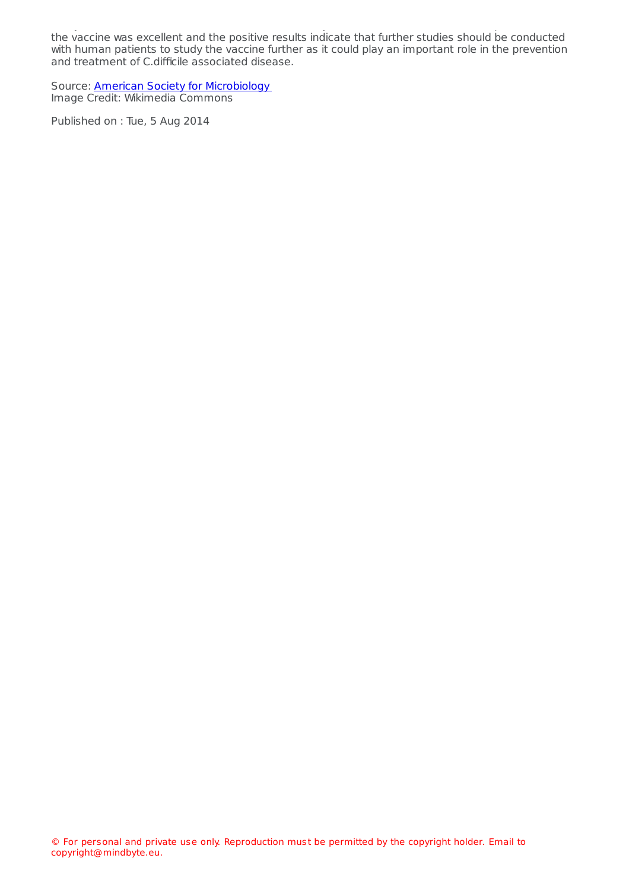the vaccine was excellent and the positive results indicate that further studies should be conducted with human patients to study the vaccine further as it could play an important role in the prevention and treatment of C.difficile associated disease.

Source: [American Society for Microbiology]()
Image Credit: Wikimedia Commons

Published on : Tue, 5 Aug 2014

© For personal and private use only. Reproduction must be permitted by the copyright holder. Email to copyright@mindbyte.eu.